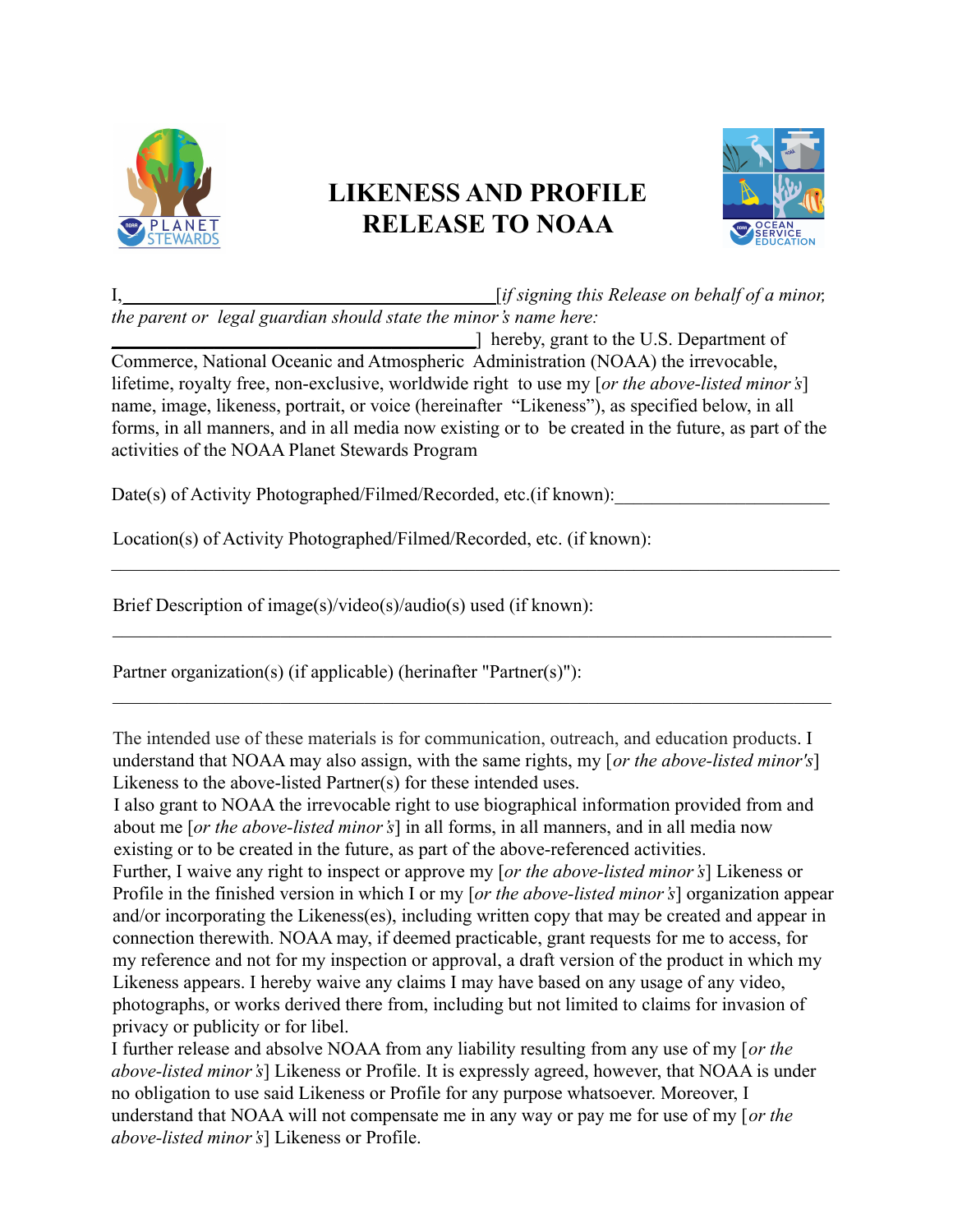# LIKENESS AND PROFILE RELEASE TO NOAA

I,\_\_\_\_\_\_\_\_\_\_\_\_\_\_\_\_\_\_\_\_\_\_\_\_\_\_\_\_\_\_\_\_\_\_\_\_\_\_\_\_[*if signing this Release on behalf of a minor, the parent or legal guardian should state the minor's name here:* \_\_\_\_\_\_\_\_\_\_\_\_\_\_\_\_\_\_\_\_\_\_\_\_\_\_\_\_\_\_\_\_\_\_\_\_\_\_\_\_] hereby, grant to the U.S. Department of Commerce, National Oceanic and Atmospheric Administration (NOAA) the irrevocable, lifetime, royalty free, non-exclusive, worldwide right to use my [*or the above-listed minor's*] name, image, likeness, portrait, or voice (hereinafter "Likeness"), as specified below, in all forms, in all manners, and in all media now existing or to be created in the future, as part of the activities of the NOAA Planet Stewards Program

Date(s) of Activity Photographed/Filmed/Recorded, etc.(if known):\_\_\_\_\_\_\_\_\_\_\_\_\_\_\_\_\_\_\_\_\_\_\_\_

Location(s) of Activity Photographed/Filmed/Recorded, etc. (if known):

\_\_\_\_\_\_\_\_\_\_\_\_\_\_\_\_\_\_\_\_\_\_\_\_\_\_\_\_\_\_\_\_\_\_\_\_\_\_\_\_\_\_\_\_\_\_\_\_\_\_\_\_\_\_\_\_\_\_\_\_\_\_\_\_\_\_\_\_\_\_\_\_\_\_\_\_\_\_

Brief Description of image(s)/video(s)/audio(s) used (if known):

\_\_\_\_\_\_\_\_\_\_\_\_\_\_\_\_\_\_\_\_\_\_\_\_\_\_\_\_\_\_\_\_\_\_\_\_\_\_\_\_\_\_\_\_\_\_\_\_\_\_\_\_\_\_\_\_\_\_\_\_\_\_\_\_\_\_\_\_\_\_\_\_\_\_\_\_\_\_

Partner organization(s) (if applicable) (herinafter "Partner(s)"):

\_\_\_\_\_\_\_\_\_\_\_\_\_\_\_\_\_\_\_\_\_\_\_\_\_\_\_\_\_\_\_\_\_\_\_\_\_\_\_\_\_\_\_\_\_\_\_\_\_\_\_\_\_\_\_\_\_\_\_\_\_\_\_\_\_\_\_\_\_\_\_\_\_\_\_\_\_\_

The intended use of these materials is for communication, outreach, and education products. I understand that NOAA may also assign, with the same rights, my [*or the above-listed minor's*] Likeness to the above-listed Partner(s) for these intended uses.

I also grant to NOAA the irrevocable right to use biographical information provided from and about me [*or the above-listed minor's*] in all forms, in all manners, and in all media now existing or to be created in the future, as part of the above-referenced activities.

Further, I waive any right to inspect or approve my [*or the above-listed minor's*] Likeness or Profile in the finished version in which I or my [*or the above-listed minor's*] organization appear and/or incorporating the Likeness(es), including written copy that may be created and appear in connection therewith. NOAA may, if deemed practicable, grant requests for me to access, for my reference and not for my inspection or approval, a draft version of the product in which my Likeness appears. I hereby waive any claims I may have based on any usage of any video, photographs, or works derived there from, including but not limited to claims for invasion of privacy or publicity or for libel.

I further release and absolve NOAA from any liability resulting from any use of my [*or the above-listed minor's*] Likeness or Profile. It is expressly agreed, however, that NOAA is under no obligation to use said Likeness or Profile for any purpose whatsoever. Moreover, I understand that NOAA will not compensate me in any way or pay me for use of my [*or the above-listed minor's*] Likeness or Profile.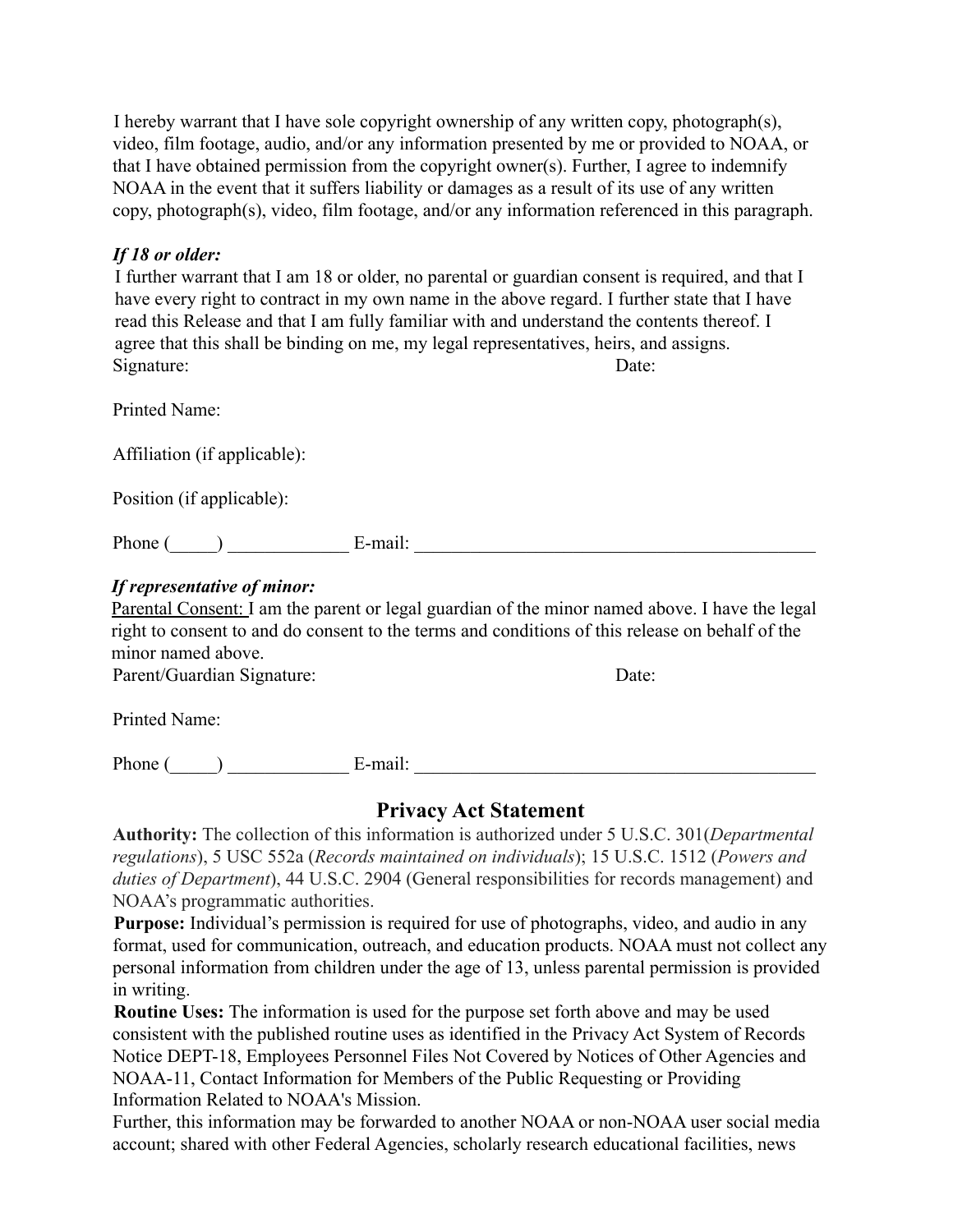I hereby warrant that I have sole copyright ownership of any written copy, photograph(s), video, film footage, audio, and/or any information presented by me or provided to NOAA, or that I have obtained permission from the copyright owner(s). Further, I agree to indemnify NOAA in the event that it suffers liability or damages as a result of its use of any written copy, photograph(s), video, film footage, and/or any information referenced in this paragraph.

***If 18 or older:***

I further warrant that I am 18 or older, no parental or guardian consent is required, and that I have every right to contract in my own name in the above regard. I further state that I have read this Release and that I am fully familiar with and understand the contents thereof. I agree that this shall be binding on me, my legal representatives, heirs, and assigns.

Signature: Date:

Printed Name:

Affiliation (if applicable):

Position (if applicable):

Phone (_____) _____________ E-mail: ____________________________________________

***If representative of minor:***

Parental Consent: I am the parent or legal guardian of the minor named above. I have the legal right to consent to and do consent to the terms and conditions of this release on behalf of the minor named above.

Parent/Guardian Signature: Date:

Printed Name:

Phone (_____) _____________ E-mail: ____________________________________________

## Privacy Act Statement

**Authority:** The collection of this information is authorized under 5 U.S.C. 301(*Departmental regulations*), 5 USC 552a (*Records maintained on individuals*); 15 U.S.C. 1512 (*Powers and duties of Department*), 44 U.S.C. 2904 (General responsibilities for records management) and NOAA's programmatic authorities.

**Purpose:** Individual's permission is required for use of photographs, video, and audio in any format, used for communication, outreach, and education products. NOAA must not collect any personal information from children under the age of 13, unless parental permission is provided in writing.

**Routine Uses:** The information is used for the purpose set forth above and may be used consistent with the published routine uses as identified in the Privacy Act System of Records Notice DEPT-18, Employees Personnel Files Not Covered by Notices of Other Agencies and NOAA-11, Contact Information for Members of the Public Requesting or Providing Information Related to NOAA's Mission.

Further, this information may be forwarded to another NOAA or non-NOAA user social media account; shared with other Federal Agencies, scholarly research educational facilities, news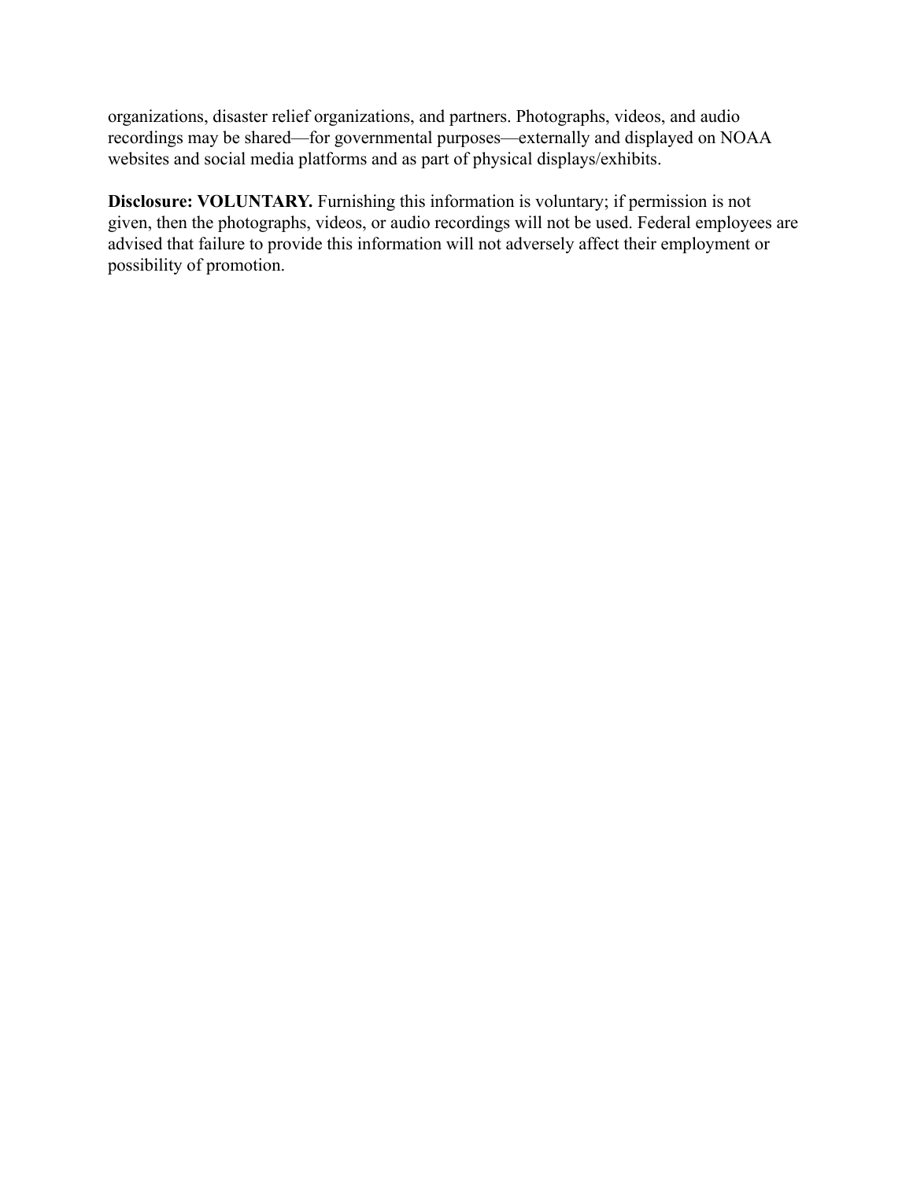organizations, disaster relief organizations, and partners. Photographs, videos, and audio recordings may be shared—for governmental purposes—externally and displayed on NOAA websites and social media platforms and as part of physical displays/exhibits.

**Disclosure: VOLUNTARY.** Furnishing this information is voluntary; if permission is not given, then the photographs, videos, or audio recordings will not be used. Federal employees are advised that failure to provide this information will not adversely affect their employment or possibility of promotion.